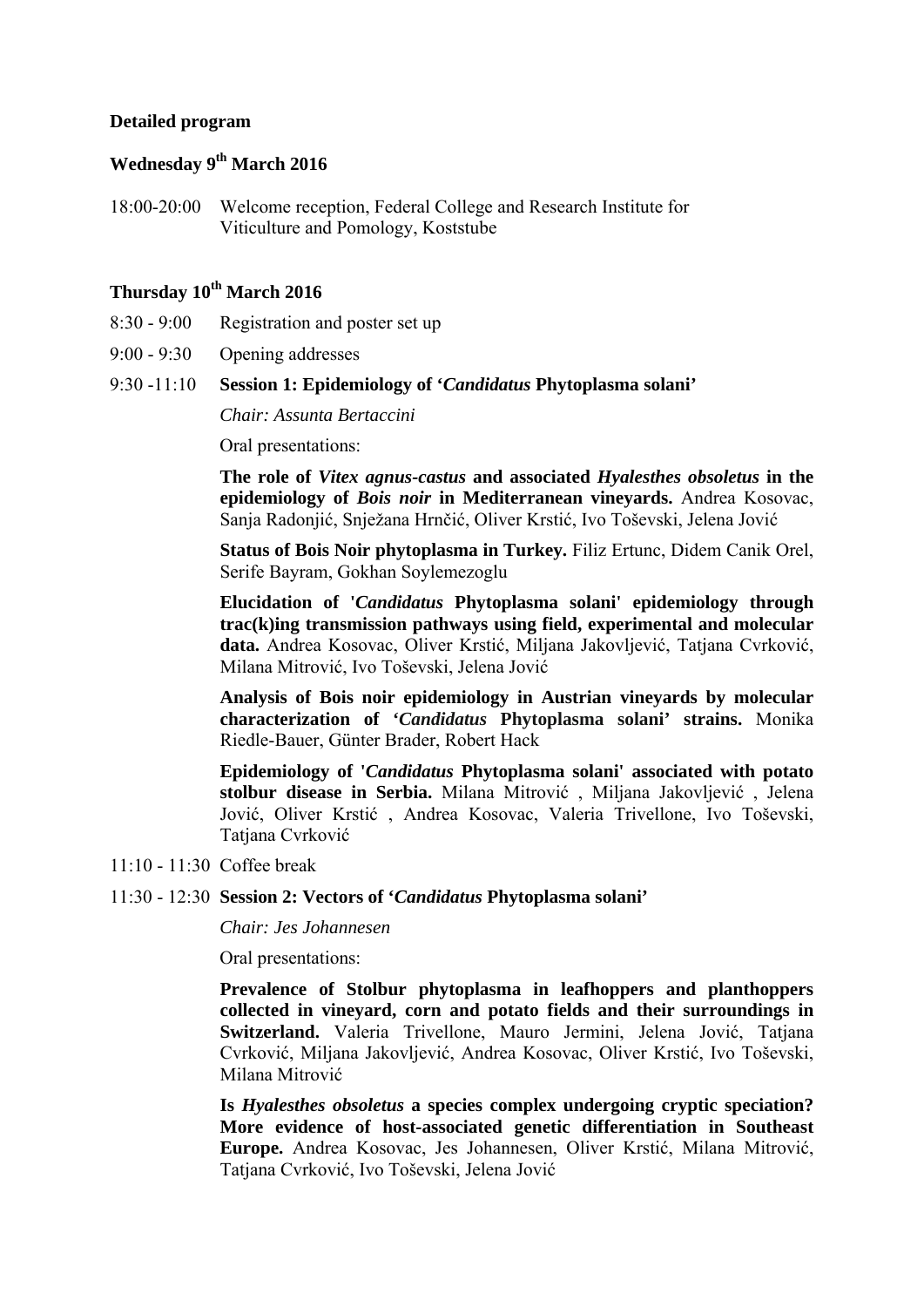**Detailed program**

**Wednesday 9th March 2016**

18:00-20:00 Welcome reception, Federal College and Research Institute for Viticulture and Pomology, Koststube

**Thursday 10th March 2016**

8:30 - 9:00 Registration and poster set up

9:00 - 9:30 Opening addresses

9:30 -11:10 **Session 1: Epidemiology of '*Candidatus* Phytoplasma solani'**

*Chair: Assunta Bertaccini*

Oral presentations:

**The role of *Vitex agnus-castus* and associated *Hyalesthes obsoletus* in the epidemiology of *Bois noir* in Mediterranean vineyards.** Andrea Kosovac, Sanja Radonjić, Snježana Hrnčić, Oliver Krstić, Ivo Toševski, Jelena Jović

**Status of Bois Noir phytoplasma in Turkey.** Filiz Ertunc, Didem Canik Orel, Serife Bayram, Gokhan Soylemezoglu

**Elucidation of '*Candidatus* Phytoplasma solani' epidemiology through trac(k)ing transmission pathways using field, experimental and molecular data.** Andrea Kosovac, Oliver Krstić, Miljana Jakovljević, Tatjana Cvrković, Milana Mitrović, Ivo Toševski, Jelena Jović

**Analysis of Bois noir epidemiology in Austrian vineyards by molecular characterization of '*Candidatus* Phytoplasma solani' strains.** Monika Riedle-Bauer, Günter Brader, Robert Hack

**Epidemiology of '*Candidatus* Phytoplasma solani' associated with potato stolbur disease in Serbia.** Milana Mitrović , Miljana Jakovljević , Jelena Jović, Oliver Krstić , Andrea Kosovac, Valeria Trivellone, Ivo Toševski, Tatjana Cvrković

11:10 - 11:30 Coffee break

11:30 - 12:30 **Session 2: Vectors of '*Candidatus* Phytoplasma solani'**

*Chair: Jes Johannesen*

Oral presentations:

**Prevalence of Stolbur phytoplasma in leafhoppers and planthoppers collected in vineyard, corn and potato fields and their surroundings in Switzerland.** Valeria Trivellone, Mauro Jermini, Jelena Jović, Tatjana Cvrković, Miljana Jakovljević, Andrea Kosovac, Oliver Krstić, Ivo Toševski, Milana Mitrović

**Is *Hyalesthes obsoletus* a species complex undergoing cryptic speciation? More evidence of host-associated genetic differentiation in Southeast Europe.** Andrea Kosovac, Jes Johannesen, Oliver Krstić, Milana Mitrović, Tatjana Cvrković, Ivo Toševski, Jelena Jović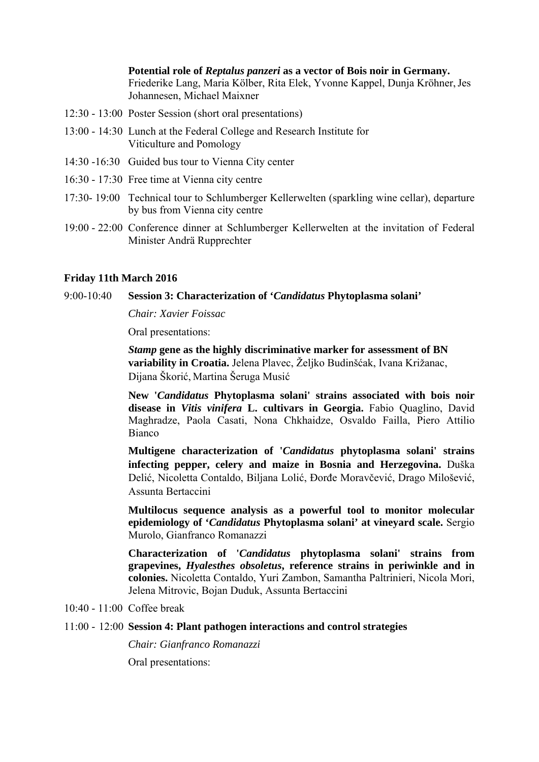**Potential role of *Reptalus panzeri* as a vector of Bois noir in Germany.** Friederike Lang, Maria Kölber, Rita Elek, Yvonne Kappel, Dunja Kröhner, Jes Johannesen, Michael Maixner

12:30 - 13:00 Poster Session (short oral presentations)

13:00 - 14:30 Lunch at the Federal College and Research Institute for Viticulture and Pomology

14:30 -16:30 Guided bus tour to Vienna City center

16:30 - 17:30 Free time at Vienna city centre

17:30- 19:00 Technical tour to Schlumberger Kellerwelten (sparkling wine cellar), departure by bus from Vienna city centre

19:00 - 22:00 Conference dinner at Schlumberger Kellerwelten at the invitation of Federal Minister Andrä Rupprechter

**Friday 11th March 2016**

9:00-10:40 **Session 3: Characterization of '*Candidatus* Phytoplasma solani'**

*Chair: Xavier Foissac*

Oral presentations:

***Stamp* gene as the highly discriminative marker for assessment of BN variability in Croatia.** Jelena Plavec, Željko Budinšćak, Ivana Križanac, Dijana Škorić, Martina Šeruga Musić

**New '*Candidatus* Phytoplasma solani' strains associated with bois noir disease in *Vitis vinifera* L. cultivars in Georgia.** Fabio Quaglino, David Maghradze, Paola Casati, Nona Chkhaidze, Osvaldo Failla, Piero Attilio Bianco

**Multigene characterization of '*Candidatus* phytoplasma solani' strains infecting pepper, celery and maize in Bosnia and Herzegovina.** Duška Delić, Nicoletta Contaldo, Biljana Lolić, Đorđe Moravčević, Drago Milošević, Assunta Bertaccini

**Multilocus sequence analysis as a powerful tool to monitor molecular epidemiology of '*Candidatus* Phytoplasma solani' at vineyard scale.** Sergio Murolo, Gianfranco Romanazzi

**Characterization of '*Candidatus* phytoplasma solani' strains from grapevines, *Hyalesthes obsoletus*, reference strains in periwinkle and in colonies.** Nicoletta Contaldo, Yuri Zambon, Samantha Paltrinieri, Nicola Mori, Jelena Mitrovic, Bojan Duduk, Assunta Bertaccini

10:40 - 11:00 Coffee break

11:00 - 12:00 **Session 4: Plant pathogen interactions and control strategies**

*Chair: Gianfranco Romanazzi*

Oral presentations: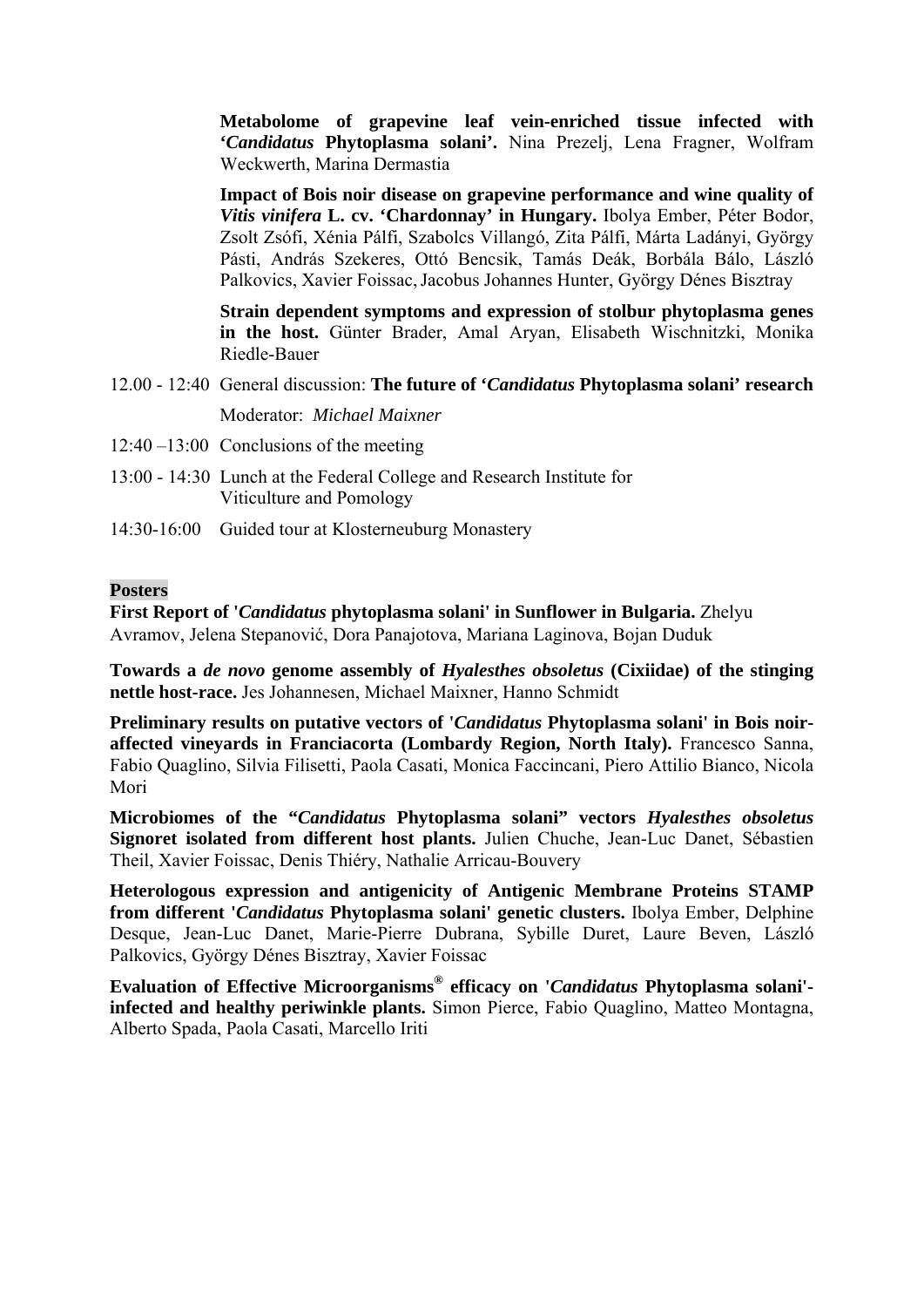**Metabolome of grapevine leaf vein-enriched tissue infected with '*Candidatus* Phytoplasma solani'.** Nina Prezelj, Lena Fragner, Wolfram Weckwerth, Marina Dermastia

**Impact of Bois noir disease on grapevine performance and wine quality of *Vitis vinifera* L. cv. 'Chardonnay' in Hungary.** Ibolya Ember, Péter Bodor, Zsolt Zsófi, Xénia Pálfi, Szabolcs Villangó, Zita Pálfi, Márta Ladányi, György Pásti, András Szekeres, Ottó Bencsik, Tamás Deák, Borbála Bálo, László Palkovics, Xavier Foissac, Jacobus Johannes Hunter, György Dénes Bisztray

**Strain dependent symptoms and expression of stolbur phytoplasma genes in the host.** Günter Brader, Amal Aryan, Elisabeth Wischnitzki, Monika Riedle-Bauer

12.00 - 12:40 General discussion: **The future of '*Candidatus* Phytoplasma solani' research**

Moderator: *Michael Maixner*

12:40 –13:00 Conclusions of the meeting

13:00 - 14:30 Lunch at the Federal College and Research Institute for Viticulture and Pomology

14:30-16:00 Guided tour at Klosterneuburg Monastery

**Posters**

**First Report of '*Candidatus* phytoplasma solani' in Sunflower in Bulgaria.** Zhelyu Avramov, Jelena Stepanović, Dora Panajotova, Mariana Laginova, Bojan Duduk

**Towards a *de novo* genome assembly of *Hyalesthes obsoletus* (Cixiidae) of the stinging nettle host-race.** Jes Johannesen, Michael Maixner, Hanno Schmidt

**Preliminary results on putative vectors of '*Candidatus* Phytoplasma solani' in Bois noir-affected vineyards in Franciacorta (Lombardy Region, North Italy).** Francesco Sanna, Fabio Quaglino, Silvia Filisetti, Paola Casati, Monica Faccincani, Piero Attilio Bianco, Nicola Mori

**Microbiomes of the "*Candidatus* Phytoplasma solani" vectors *Hyalesthes obsoletus* Signoret isolated from different host plants.** Julien Chuche, Jean-Luc Danet, Sébastien Theil, Xavier Foissac, Denis Thiéry, Nathalie Arricau-Bouvery

**Heterologous expression and antigenicity of Antigenic Membrane Proteins STAMP from different '*Candidatus* Phytoplasma solani' genetic clusters.** Ibolya Ember, Delphine Desque, Jean-Luc Danet, Marie-Pierre Dubrana, Sybille Duret, Laure Beven, László Palkovics, György Dénes Bisztray, Xavier Foissac

**Evaluation of Effective Microorganisms® efficacy on '*Candidatus* Phytoplasma solani'-infected and healthy periwinkle plants.** Simon Pierce, Fabio Quaglino, Matteo Montagna, Alberto Spada, Paola Casati, Marcello Iriti